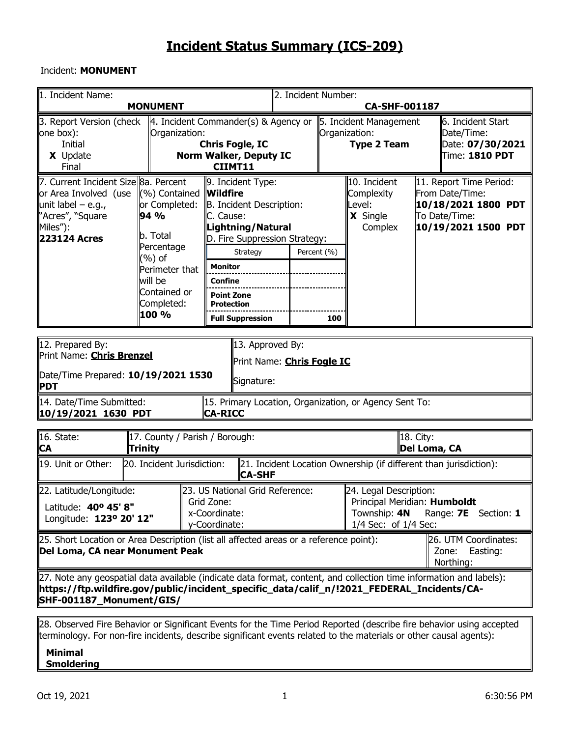# Incident Status Summary (ICS-209)

Incident: **MONUMENT**

| 1. Incident Name: | 2. Incident Number: |
|---|---|
| **MONUMENT** | **CA-SHF-001187** |

| 3. Report Version (check one box): | 4. Incident Commander(s) & Agency or Organization: | 5. Incident Management Organization: | 6. Incident Start Date/Time: |
|---|---|---|---|
| Initial<br>**X** Update<br>Final | **Chris Fogle, IC**<br>**Norm Walker, Deputy IC**<br>**CIIMT11** | **Type 2 Team** | Date: **07/30/2021**<br>Time: **1810 PDT** |

| 7. Current Incident Size or Area Involved (use unit label – e.g., "Acres", "Square Miles"): | 8a. Percent (%) Contained or Completed: | 9. Incident Type: | 10. Incident Complexity Level: | 11. Report Time Period: |
|---|---|---|---|---|
| **223124 Acres** | **94 %**<br><br>b. Total Percentage (%) of Perimeter that will be Contained or Completed:<br>**100 %** | **Wildfire**<br>B. Incident Description:<br>C. Cause:<br>**Lightning/Natural**<br>D. Fire Suppression Strategy: | **X** Single<br>Complex | From Date/Time:<br>**10/18/2021 1800 PDT**<br>To Date/Time:<br>**10/19/2021 1500 PDT** |

| Strategy | Percent (%) |
|---|---|
| **Monitor** | |
| **Confine** | |
| **Point Zone Protection** | |
| **Full Suppression** | **100** |

| 12. Prepared By: | 13. Approved By: |
|---|---|
| Print Name: **Chris Brenzel**<br>Date/Time Prepared: **10/19/2021 1530 PDT** | Print Name: **Chris Fogle IC**<br>Signature: |

| 14. Date/Time Submitted: | 15. Primary Location, Organization, or Agency Sent To: |
|---|---|
| **10/19/2021 1630 PDT** | **CA-RICC** |

| 16. State: | 17. County / Parish / Borough: | 18. City: |
|---|---|---|
| **CA** | **Trinity** | **Del Loma, CA** |

| 19. Unit or Other: | 20. Incident Jurisdiction: | 21. Incident Location Ownership (if different than jurisdiction): |
|---|---|---|
| | | **CA-SHF** |

| 22. Latitude/Longitude: | 23. US National Grid Reference: | 24. Legal Description: |
|---|---|---|
| Latitude: **40º 45' 8"**<br>Longitude: **123º 20' 12"** | Grid Zone:<br>x-Coordinate:<br>y-Coordinate: | Principal Meridian: **Humboldt**<br>Township: **4N** Range: **7E** Section: **1**<br>1/4 Sec: of 1/4 Sec: |

| 25. Short Location or Area Description (list all affected areas or a reference point): | 26. UTM Coordinates: |
|---|---|
| **Del Loma, CA near Monument Peak** | Zone: Easting:<br>Northing: |

27. Note any geospatial data available (indicate data format, content, and collection time information and labels):
**https://ftp.wildfire.gov/public/incident_specific_data/calif_n/!2021_FEDERAL_Incidents/CA-SHF-001187_Monument/GIS/**

28. Observed Fire Behavior or Significant Events for the Time Period Reported (describe fire behavior using accepted terminology. For non-fire incidents, describe significant events related to the materials or other causal agents):

**Minimal**
**Smoldering**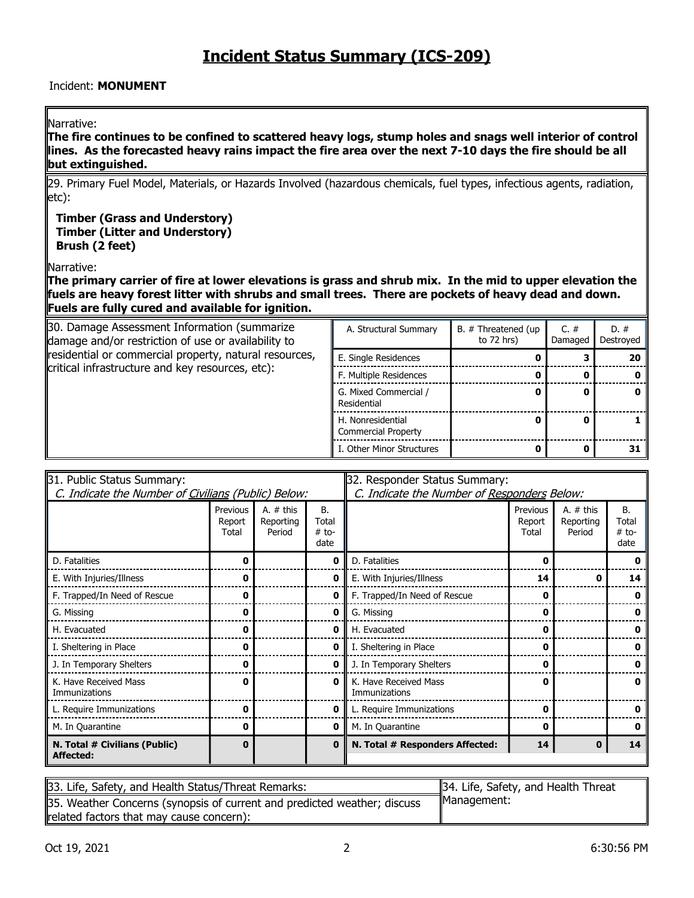# Incident Status Summary (ICS-209)

Incident: **MONUMENT**

Narrative:
**The fire continues to be confined to scattered heavy logs, stump holes and snags well interior of control lines. As the forecasted heavy rains impact the fire area over the next 7-10 days the fire should be all but extinguished.**

29. Primary Fuel Model, Materials, or Hazards Involved (hazardous chemicals, fuel types, infectious agents, radiation, etc):

**Timber (Grass and Understory)**
**Timber (Litter and Understory)**
**Brush (2 feet)**

Narrative:
**The primary carrier of fire at lower elevations is grass and shrub mix. In the mid to upper elevation the fuels are heavy forest litter with shrubs and small trees. There are pockets of heavy dead and down. Fuels are fully cured and available for ignition.**

30. Damage Assessment Information (summarize damage and/or restriction of use or availability to residential or commercial property, natural resources, critical infrastructure and key resources, etc):

| A. Structural Summary | B. # Threatened (up to 72 hrs) | C. # Damaged | D. # Destroyed |
|---|---|---|---|
| E. Single Residences | **0** | **3** | **20** |
| F. Multiple Residences | **0** | **0** | **0** |
| G. Mixed Commercial / Residential | **0** | **0** | **0** |
| H. Nonresidential Commercial Property | **0** | **0** | **1** |
| I. Other Minor Structures | **0** | **0** | **31** |

31. Public Status Summary:
*C. Indicate the Number of Civilians (Public) Below:*

| | Previous Report Total | A. # this Reporting Period | B. Total # to-date |
|---|---|---|---|
| D. Fatalities | **0** | | **0** |
| E. With Injuries/Illness | **0** | | **0** |
| F. Trapped/In Need of Rescue | **0** | | **0** |
| G. Missing | **0** | | **0** |
| H. Evacuated | **0** | | **0** |
| I. Sheltering in Place | **0** | | **0** |
| J. In Temporary Shelters | **0** | | **0** |
| K. Have Received Mass Immunizations | **0** | | **0** |
| L. Require Immunizations | **0** | | **0** |
| M. In Quarantine | **0** | | **0** |
| **N. Total # Civilians (Public) Affected:** | **0** | | **0** |

32. Responder Status Summary:
*C. Indicate the Number of Responders Below:*

| | Previous Report Total | A. # this Reporting Period | B. Total # to-date |
|---|---|---|---|
| D. Fatalities | **0** | | **0** |
| E. With Injuries/Illness | **14** | **0** | **14** |
| F. Trapped/In Need of Rescue | **0** | | **0** |
| G. Missing | **0** | | **0** |
| H. Evacuated | **0** | | **0** |
| I. Sheltering in Place | **0** | | **0** |
| J. In Temporary Shelters | **0** | | **0** |
| K. Have Received Mass Immunizations | **0** | | **0** |
| L. Require Immunizations | **0** | | **0** |
| M. In Quarantine | **0** | | **0** |
| **N. Total # Responders Affected:** | **14** | **0** | **14** |

33. Life, Safety, and Health Status/Threat Remarks:

34. Life, Safety, and Health Threat Management:

35. Weather Concerns (synopsis of current and predicted weather; discuss related factors that may cause concern):

Oct 19, 2021 6:30:56 PM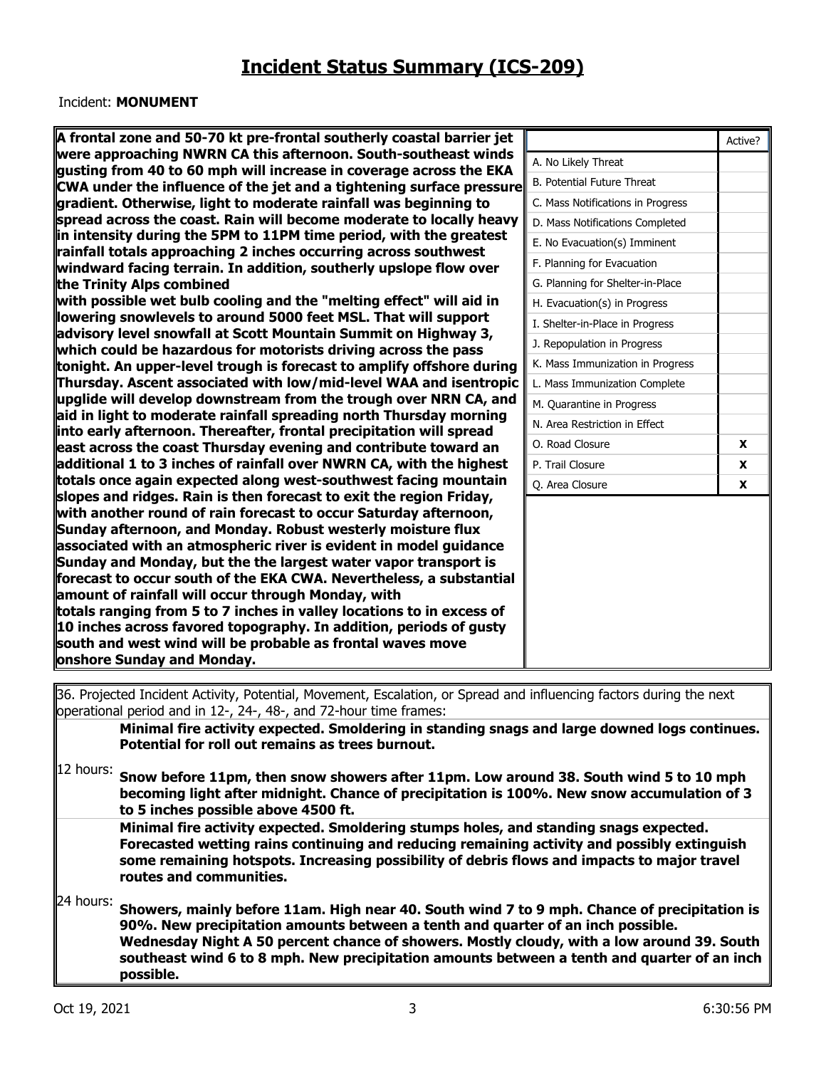# Incident Status Summary (ICS-209)

Incident: **MONUMENT**

**A frontal zone and 50-70 kt pre-frontal southerly coastal barrier jet were approaching NWRN CA this afternoon. South-southeast winds gusting from 40 to 60 mph will increase in coverage across the EKA CWA under the influence of the jet and a tightening surface pressure gradient. Otherwise, light to moderate rainfall was beginning to spread across the coast. Rain will become moderate to locally heavy in intensity during the 5PM to 11PM time period, with the greatest rainfall totals approaching 2 inches occurring across southwest windward facing terrain. In addition, southerly upslope flow over the Trinity Alps combined with possible wet bulb cooling and the "melting effect" will aid in lowering snowlevels to around 5000 feet MSL. That will support advisory level snowfall at Scott Mountain Summit on Highway 3, which could be hazardous for motorists driving across the pass tonight. An upper-level trough is forecast to amplify offshore during Thursday. Ascent associated with low/mid-level WAA and isentropic upglide will develop downstream from the trough over NRN CA, and aid in light to moderate rainfall spreading north Thursday morning into early afternoon. Thereafter, frontal precipitation will spread east across the coast Thursday evening and contribute toward an additional 1 to 3 inches of rainfall over NWRN CA, with the highest totals once again expected along west-southwest facing mountain slopes and ridges. Rain is then forecast to exit the region Friday, with another round of rain forecast to occur Saturday afternoon, Sunday afternoon, and Monday. Robust westerly moisture flux associated with an atmospheric river is evident in model guidance Sunday and Monday, but the the largest water vapor transport is forecast to occur south of the EKA CWA. Nevertheless, a substantial amount of rainfall will occur through Monday, with totals ranging from 5 to 7 inches in valley locations to in excess of 10 inches across favored topography. In addition, periods of gusty south and west wind will be probable as frontal waves move onshore Sunday and Monday.**

| | Active? |
|---|---|
| A. No Likely Threat | |
| B. Potential Future Threat | |
| C. Mass Notifications in Progress | |
| D. Mass Notifications Completed | |
| E. No Evacuation(s) Imminent | |
| F. Planning for Evacuation | |
| G. Planning for Shelter-in-Place | |
| H. Evacuation(s) in Progress | |
| I. Shelter-in-Place in Progress | |
| J. Repopulation in Progress | |
| K. Mass Immunization in Progress | |
| L. Mass Immunization Complete | |
| M. Quarantine in Progress | |
| N. Area Restriction in Effect | |
| O. Road Closure | X |
| P. Trail Closure | X |
| Q. Area Closure | X |

36. Projected Incident Activity, Potential, Movement, Escalation, or Spread and influencing factors during the next operational period and in 12-, 24-, 48-, and 72-hour time frames:

12 hours:

**Minimal fire activity expected. Smoldering in standing snags and large downed logs continues. Potential for roll out remains as trees burnout.**

**Snow before 11pm, then snow showers after 11pm. Low around 38. South wind 5 to 10 mph becoming light after midnight. Chance of precipitation is 100%. New snow accumulation of 3 to 5 inches possible above 4500 ft.**

24 hours:

**Minimal fire activity expected. Smoldering stumps holes, and standing snags expected. Forecasted wetting rains continuing and reducing remaining activity and possibly extinguish some remaining hotspots. Increasing possibility of debris flows and impacts to major travel routes and communities.**

**Showers, mainly before 11am. High near 40. South wind 7 to 9 mph. Chance of precipitation is 90%. New precipitation amounts between a tenth and quarter of an inch possible. Wednesday Night A 50 percent chance of showers. Mostly cloudy, with a low around 39. South southeast wind 6 to 8 mph. New precipitation amounts between a tenth and quarter of an inch possible.**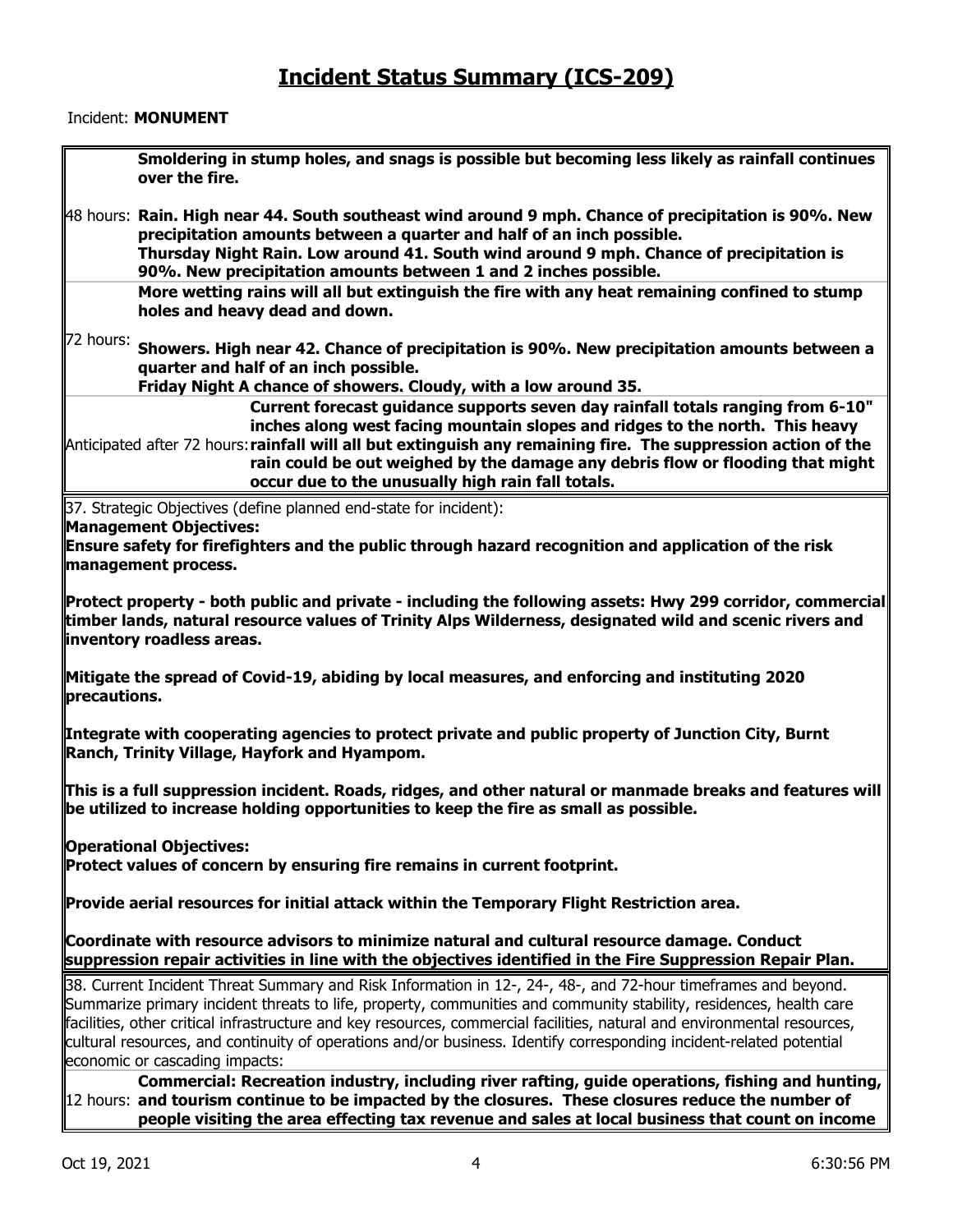# Incident Status Summary (ICS-209)

Incident: **MONUMENT**

| | |
|---|---|
| | **Smoldering in stump holes, and snags is possible but becoming less likely as rainfall continues over the fire.** |
| 48 hours: | **Rain. High near 44. South southeast wind around 9 mph. Chance of precipitation is 90%. New precipitation amounts between a quarter and half of an inch possible. Thursday Night Rain. Low around 41. South wind around 9 mph. Chance of precipitation is 90%. New precipitation amounts between 1 and 2 inches possible.** |
| | **More wetting rains will all but extinguish the fire with any heat remaining confined to stump holes and heavy dead and down.** |
| 72 hours: | **Showers. High near 42. Chance of precipitation is 90%. New precipitation amounts between a quarter and half of an inch possible. Friday Night A chance of showers. Cloudy, with a low around 35.** |
| Anticipated after 72 hours: | **Current forecast guidance supports seven day rainfall totals ranging from 6-10" inches along west facing mountain slopes and ridges to the north. This heavy rainfall will all but extinguish any remaining fire. The suppression action of the rain could be out weighed by the damage any debris flow or flooding that might occur due to the unusually high rain fall totals.** |

37. Strategic Objectives (define planned end-state for incident):

**Management Objectives:**

**Ensure safety for firefighters and the public through hazard recognition and application of the risk management process.**

**Protect property - both public and private - including the following assets: Hwy 299 corridor, commercial timber lands, natural resource values of Trinity Alps Wilderness, designated wild and scenic rivers and inventory roadless areas.**

**Mitigate the spread of Covid-19, abiding by local measures, and enforcing and instituting 2020 precautions.**

**Integrate with cooperating agencies to protect private and public property of Junction City, Burnt Ranch, Trinity Village, Hayfork and Hyampom.**

**This is a full suppression incident. Roads, ridges, and other natural or manmade breaks and features will be utilized to increase holding opportunities to keep the fire as small as possible.**

**Operational Objectives:**

**Protect values of concern by ensuring fire remains in current footprint.**

**Provide aerial resources for initial attack within the Temporary Flight Restriction area.**

**Coordinate with resource advisors to minimize natural and cultural resource damage. Conduct suppression repair activities in line with the objectives identified in the Fire Suppression Repair Plan.**

38. Current Incident Threat Summary and Risk Information in 12-, 24-, 48-, and 72-hour timeframes and beyond. Summarize primary incident threats to life, property, communities and community stability, residences, health care facilities, other critical infrastructure and key resources, commercial facilities, natural and environmental resources, cultural resources, and continuity of operations and/or business. Identify corresponding incident-related potential economic or cascading impacts:

| | |
|---|---|
| 12 hours: | **Commercial: Recreation industry, including river rafting, guide operations, fishing and hunting, and tourism continue to be impacted by the closures. These closures reduce the number of people visiting the area effecting tax revenue and sales at local business that count on income** |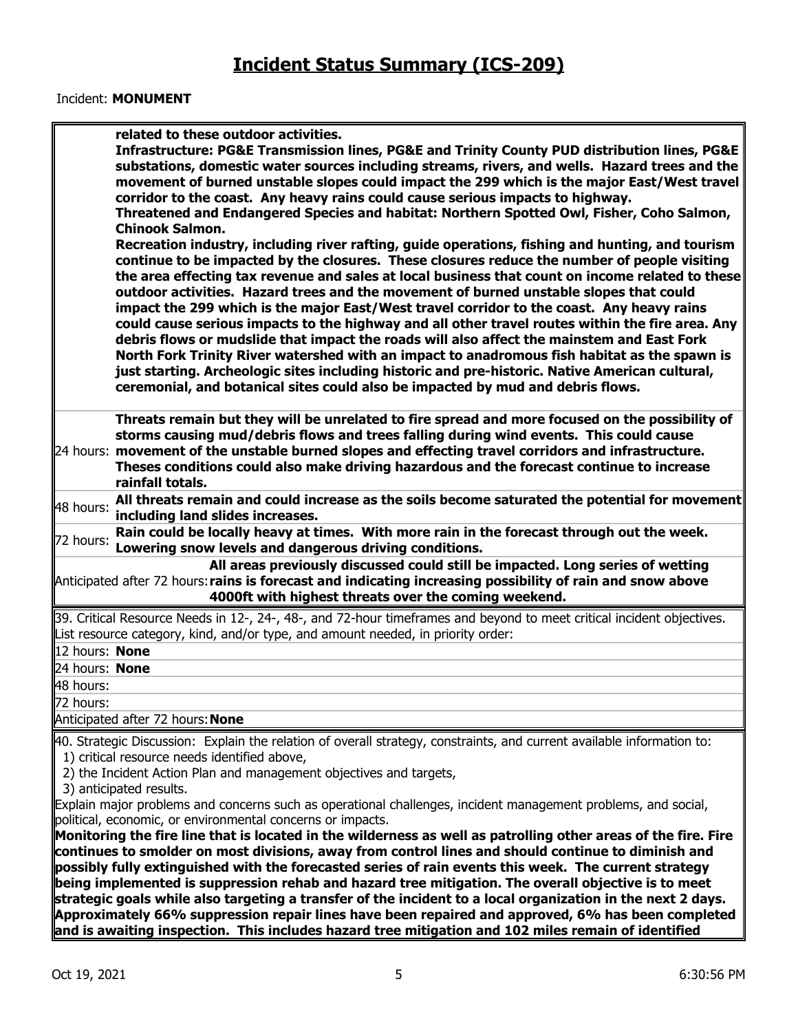# Incident Status Summary (ICS-209)

Incident: **MONUMENT**

| | |
|---|---|
| | **related to these outdoor activities.** **Infrastructure: PG&E Transmission lines, PG&E and Trinity County PUD distribution lines, PG&E substations, domestic water sources including streams, rivers, and wells. Hazard trees and the movement of burned unstable slopes could impact the 299 which is the major East/West travel corridor to the coast. Any heavy rains could cause serious impacts to highway.** **Threatened and Endangered Species and habitat: Northern Spotted Owl, Fisher, Coho Salmon, Chinook Salmon.** **Recreation industry, including river rafting, guide operations, fishing and hunting, and tourism continue to be impacted by the closures. These closures reduce the number of people visiting the area effecting tax revenue and sales at local business that count on income related to these outdoor activities. Hazard trees and the movement of burned unstable slopes that could impact the 299 which is the major East/West travel corridor to the coast. Any heavy rains could cause serious impacts to the highway and all other travel routes within the fire area. Any debris flows or mudslide that impact the roads will also affect the mainstem and East Fork North Fork Trinity River watershed with an impact to anadromous fish habitat as the spawn is just starting. Archeologic sites including historic and pre-historic. Native American cultural, ceremonial, and botanical sites could also be impacted by mud and debris flows.** |
| 24 hours: | **Threats remain but they will be unrelated to fire spread and more focused on the possibility of storms causing mud/debris flows and trees falling during wind events. This could cause movement of the unstable burned slopes and effecting travel corridors and infrastructure. Theses conditions could also make driving hazardous and the forecast continue to increase rainfall totals.** |
| 48 hours: | **All threats remain and could increase as the soils become saturated the potential for movement including land slides increases.** |
| 72 hours: | **Rain could be locally heavy at times. With more rain in the forecast through out the week. Lowering snow levels and dangerous driving conditions.** |
| Anticipated after 72 hours: | **All areas previously discussed could still be impacted. Long series of wetting rains is forecast and indicating increasing possibility of rain and snow above 4000ft with highest threats over the coming weekend.** |

39. Critical Resource Needs in 12-, 24-, 48-, and 72-hour timeframes and beyond to meet critical incident objectives. List resource category, kind, and/or type, and amount needed, in priority order:

| | |
|---|---|
| 12 hours: | **None** |
| 24 hours: | **None** |
| 48 hours: | |
| 72 hours: | |
| Anticipated after 72 hours: | **None** |

40. Strategic Discussion: Explain the relation of overall strategy, constraints, and current available information to:
 1) critical resource needs identified above,
 2) the Incident Action Plan and management objectives and targets,
 3) anticipated results.

Explain major problems and concerns such as operational challenges, incident management problems, and social, political, economic, or environmental concerns or impacts.

**Monitoring the fire line that is located in the wilderness as well as patrolling other areas of the fire. Fire continues to smolder on most divisions, away from control lines and should continue to diminish and possibly fully extinguished with the forecasted series of rain events this week. The current strategy being implemented is suppression rehab and hazard tree mitigation. The overall objective is to meet strategic goals while also targeting a transfer of the incident to a local organization in the next 2 days. Approximately 66% suppression repair lines have been repaired and approved, 6% has been completed and is awaiting inspection. This includes hazard tree mitigation and 102 miles remain of identified**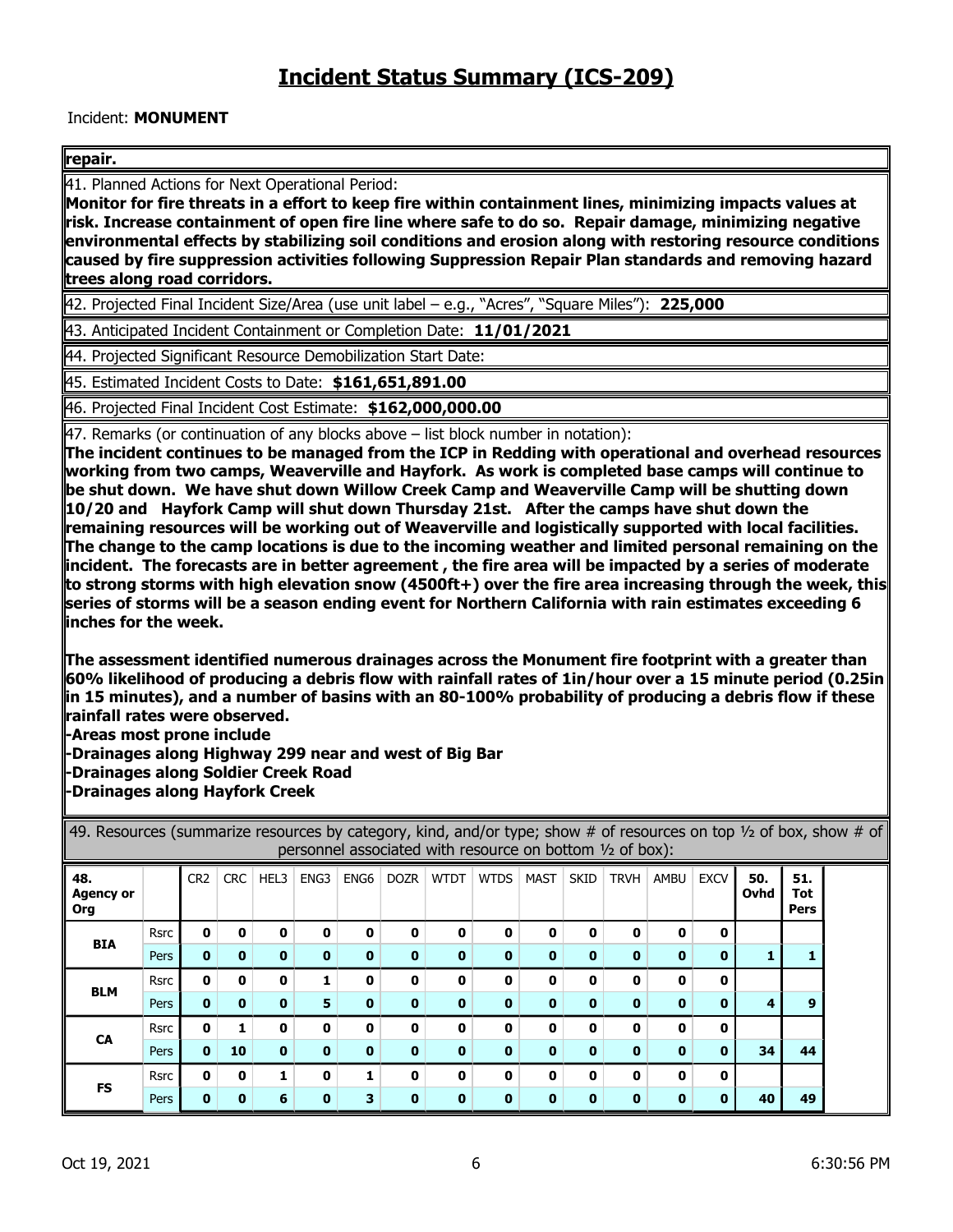# Incident Status Summary (ICS-209)

Incident: **MONUMENT**

**repair.**

41. Planned Actions for Next Operational Period:
**Monitor for fire threats in a effort to keep fire within containment lines, minimizing impacts values at risk. Increase containment of open fire line where safe to do so. Repair damage, minimizing negative environmental effects by stabilizing soil conditions and erosion along with restoring resource conditions caused by fire suppression activities following Suppression Repair Plan standards and removing hazard trees along road corridors.**

42. Projected Final Incident Size/Area (use unit label – e.g., "Acres", "Square Miles"): **225,000**

43. Anticipated Incident Containment or Completion Date: **11/01/2021**

44. Projected Significant Resource Demobilization Start Date:

45. Estimated Incident Costs to Date: **$161,651,891.00**

46. Projected Final Incident Cost Estimate: **$162,000,000.00**

47. Remarks (or continuation of any blocks above – list block number in notation):
**The incident continues to be managed from the ICP in Redding with operational and overhead resources working from two camps, Weaverville and Hayfork. As work is completed base camps will continue to be shut down. We have shut down Willow Creek Camp and Weaverville Camp will be shutting down 10/20 and Hayfork Camp will shut down Thursday 21st. After the camps have shut down the remaining resources will be working out of Weaverville and logistically supported with local facilities. The change to the camp locations is due to the incoming weather and limited personal remaining on the incident. The forecasts are in better agreement , the fire area will be impacted by a series of moderate to strong storms with high elevation snow (4500ft+) over the fire area increasing through the week, this series of storms will be a season ending event for Northern California with rain estimates exceeding 6 inches for the week.**

**The assessment identified numerous drainages across the Monument fire footprint with a greater than 60% likelihood of producing a debris flow with rainfall rates of 1in/hour over a 15 minute period (0.25in in 15 minutes), and a number of basins with an 80-100% probability of producing a debris flow if these rainfall rates were observed.**
**-Areas most prone include**
**-Drainages along Highway 299 near and west of Big Bar**
**-Drainages along Soldier Creek Road**
**-Drainages along Hayfork Creek**

49. Resources (summarize resources by category, kind, and/or type; show # of resources on top ½ of box, show # of personnel associated with resource on bottom ½ of box):

| 48. Agency or Org | | CR2 | CRC | HEL3 | ENG3 | ENG6 | DOZR | WTDT | WTDS | MAST | SKID | TRVH | AMBU | EXCV | 50. Ovhd | 51. Tot Pers |
|---|---|---|---|---|---|---|---|---|---|---|---|---|---|---|---|---|
| BIA | Rsrc | 0 | 0 | 0 | 0 | 0 | 0 | 0 | 0 | 0 | 0 | 0 | 0 | 0 | | |
| | Pers | 0 | 0 | 0 | 0 | 0 | 0 | 0 | 0 | 0 | 0 | 0 | 0 | 0 | 1 | 1 |
| BLM | Rsrc | 0 | 0 | 0 | 1 | 0 | 0 | 0 | 0 | 0 | 0 | 0 | 0 | 0 | | |
| | Pers | 0 | 0 | 0 | 5 | 0 | 0 | 0 | 0 | 0 | 0 | 0 | 0 | 0 | 4 | 9 |
| CA | Rsrc | 0 | 1 | 0 | 0 | 0 | 0 | 0 | 0 | 0 | 0 | 0 | 0 | 0 | | |
| | Pers | 0 | 10 | 0 | 0 | 0 | 0 | 0 | 0 | 0 | 0 | 0 | 0 | 0 | 34 | 44 |
| FS | Rsrc | 0 | 0 | 1 | 0 | 1 | 0 | 0 | 0 | 0 | 0 | 0 | 0 | 0 | | |
| | Pers | 0 | 0 | 6 | 0 | 3 | 0 | 0 | 0 | 0 | 0 | 0 | 0 | 0 | 40 | 49 |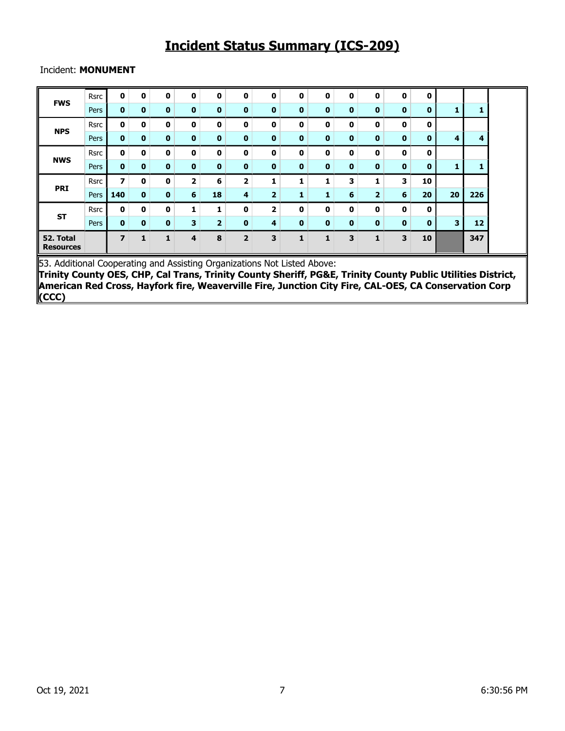# Incident Status Summary (ICS-209)

Incident: **MONUMENT**

| | | | | | | | | | | | | | | | | | |
|---|---|---|---|---|---|---|---|---|---|---|---|---|---|---|---|---|---|
| **FWS** | Rsrc | **0** | **0** | **0** | **0** | **0** | **0** | **0** | **0** | **0** | **0** | **0** | **0** | **0** | | | |
| | Pers | **0** | **0** | **0** | **0** | **0** | **0** | **0** | **0** | **0** | **0** | **0** | **0** | **0** | **1** | **1** | |
| **NPS** | Rsrc | **0** | **0** | **0** | **0** | **0** | **0** | **0** | **0** | **0** | **0** | **0** | **0** | **0** | | | |
| | Pers | **0** | **0** | **0** | **0** | **0** | **0** | **0** | **0** | **0** | **0** | **0** | **0** | **0** | **4** | **4** | |
| **NWS** | Rsrc | **0** | **0** | **0** | **0** | **0** | **0** | **0** | **0** | **0** | **0** | **0** | **0** | **0** | | | |
| | Pers | **0** | **0** | **0** | **0** | **0** | **0** | **0** | **0** | **0** | **0** | **0** | **0** | **0** | **1** | **1** | |
| **PRI** | Rsrc | **7** | **0** | **0** | **2** | **6** | **2** | **1** | **1** | **1** | **3** | **1** | **3** | **10** | | | |
| | Pers | **140** | **0** | **0** | **6** | **18** | **4** | **2** | **1** | **1** | **6** | **2** | **6** | **20** | **20** | **226** | |
| **ST** | Rsrc | **0** | **0** | **0** | **1** | **1** | **0** | **2** | **0** | **0** | **0** | **0** | **0** | **0** | | | |
| | Pers | **0** | **0** | **0** | **3** | **2** | **0** | **4** | **0** | **0** | **0** | **0** | **0** | **0** | **3** | **12** | |
| **52. Total Resources** | | **7** | **1** | **1** | **4** | **8** | **2** | **3** | **1** | **1** | **3** | **1** | **3** | **10** | | **347** | |

53. Additional Cooperating and Assisting Organizations Not Listed Above:
**Trinity County OES, CHP, Cal Trans, Trinity County Sheriff, PG&E, Trinity County Public Utilities District, American Red Cross, Hayfork fire, Weaverville Fire, Junction City Fire, CAL-OES, CA Conservation Corp (CCC)**